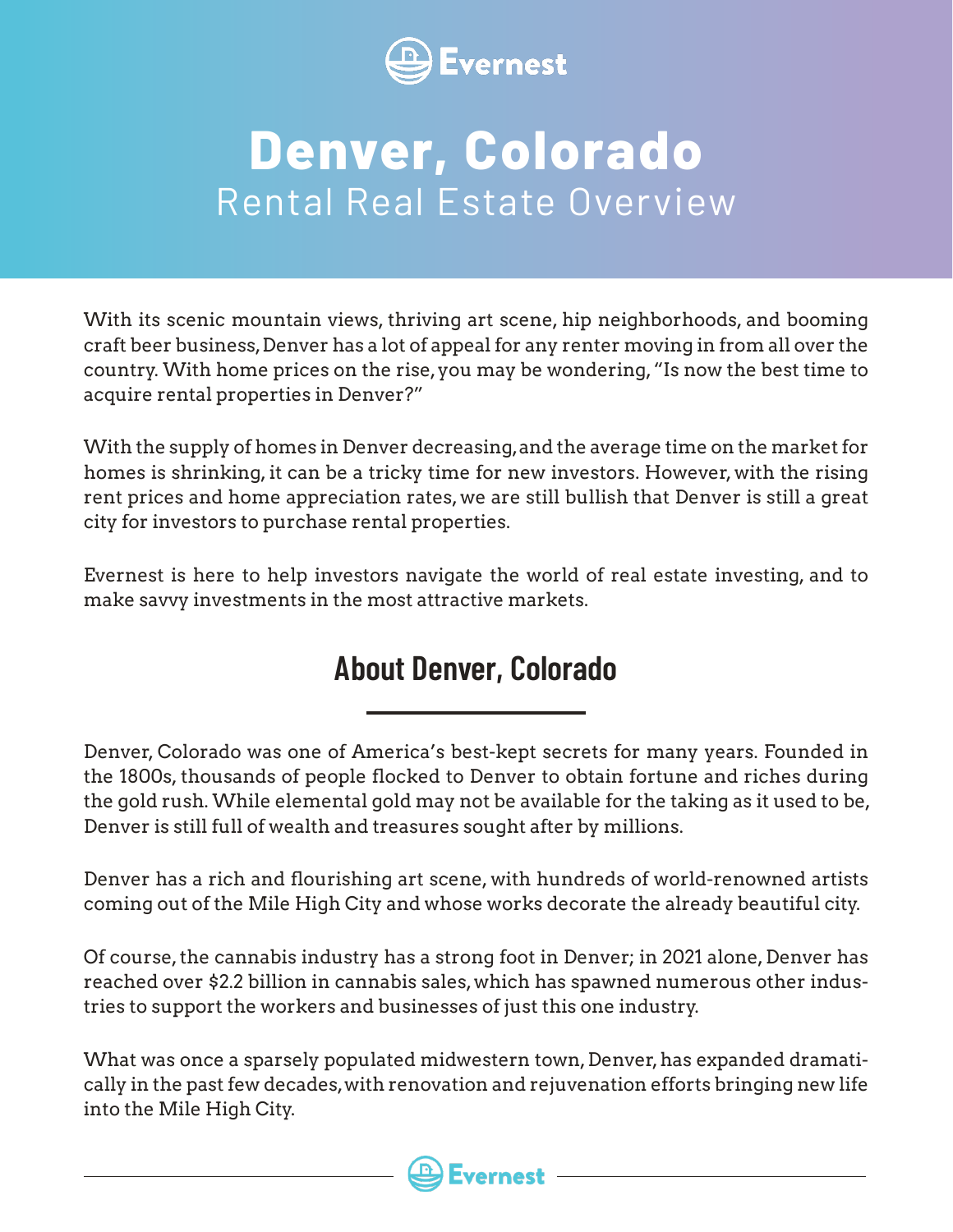# Denver, Colorado

## Rental Real Estate Overview

With its scenic mountain views, thriving art scene, hip neighborhoods, and booming craft beer business, Denver has a lot of appeal for any renter moving in from all over the country. With home prices on the rise, you may be wondering, "Is now the best time to acquire rental properties in Denver?"

With the supply of homes in Denver decreasing, and the average time on the market for homes is shrinking, it can be a tricky time for new investors. However, with the rising rent prices and home appreciation rates, we are still bullish that Denver is still a great city for investors to purchase rental properties.

Evernest is here to help investors navigate the world of real estate investing, and to make savvy investments in the most attractive markets.

## About Denver, Colorado

Denver, Colorado was one of America's best-kept secrets for many years. Founded in the 1800s, thousands of people flocked to Denver to obtain fortune and riches during the gold rush. While elemental gold may not be available for the taking as it used to be, Denver is still full of wealth and treasures sought after by millions.

Denver has a rich and flourishing art scene, with hundreds of world-renowned artists coming out of the Mile High City and whose works decorate the already beautiful city.

Of course, the cannabis industry has a strong foot in Denver; in 2021 alone, Denver has reached over $2.2 billion in cannabis sales, which has spawned numerous other industries to support the workers and businesses of just this one industry.

What was once a sparsely populated midwestern town, Denver, has expanded dramatically in the past few decades, with renovation and rejuvenation efforts bringing new life into the Mile High City.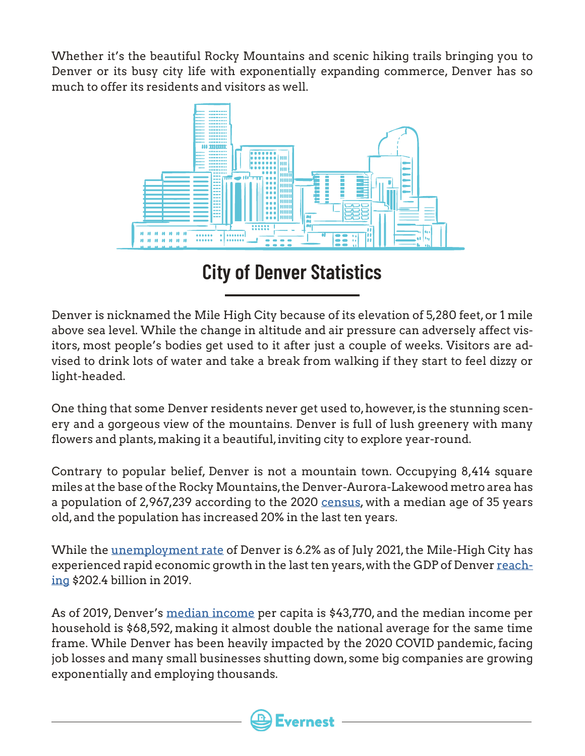Whether it's the beautiful Rocky Mountains and scenic hiking trails bringing you to Denver or its busy city life with exponentially expanding commerce, Denver has so much to offer its residents and visitors as well.

## City of Denver Statistics

Denver is nicknamed the Mile High City because of its elevation of 5,280 feet, or 1 mile above sea level. While the change in altitude and air pressure can adversely affect visitors, most people's bodies get used to it after just a couple of weeks. Visitors are advised to drink lots of water and take a break from walking if they start to feel dizzy or light-headed.

One thing that some Denver residents never get used to, however, is the stunning scenery and a gorgeous view of the mountains. Denver is full of lush greenery with many flowers and plants, making it a beautiful, inviting city to explore year-round.

Contrary to popular belief, Denver is not a mountain town. Occupying 8,414 square miles at the base of the Rocky Mountains, the Denver-Aurora-Lakewood metro area has a population of 2,967,239 according to the 2020 census, with a median age of 35 years old, and the population has increased 20% in the last ten years.

While the unemployment rate of Denver is 6.2% as of July 2021, the Mile-High City has experienced rapid economic growth in the last ten years, with the GDP of Denver reaching $202.4 billion in 2019.

As of 2019, Denver's median income per capita is $43,770, and the median income per household is $68,592, making it almost double the national average for the same time frame. While Denver has been heavily impacted by the 2020 COVID pandemic, facing job losses and many small businesses shutting down, some big companies are growing exponentially and employing thousands.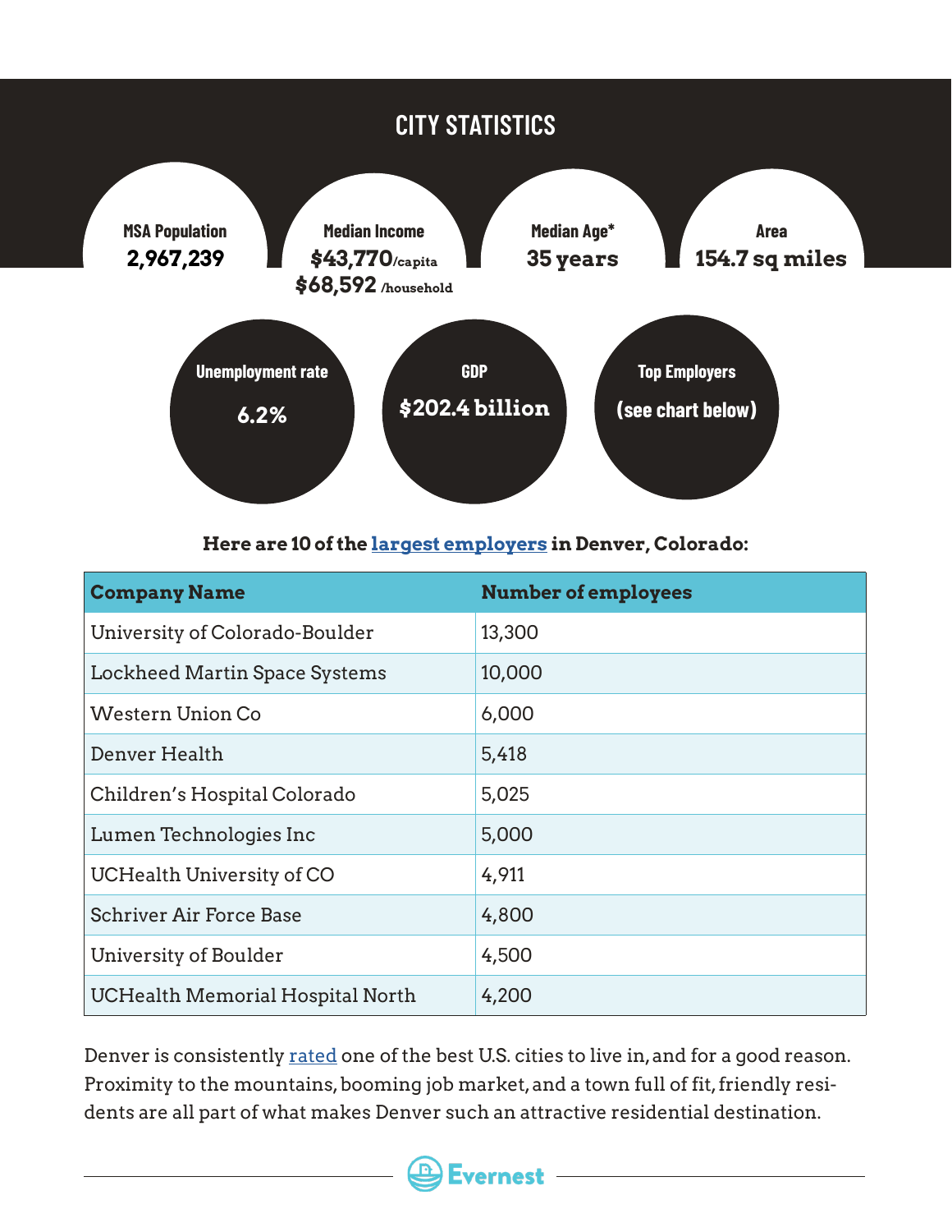## CITY STATISTICS

**MSA Population**
**2,967,239**

**Median Income**
**$43,770**/capita
**$68,592** /household

**Median Age***
**35 years**

**Area**
**154.7 sq miles**

**Unemployment rate**
**6.2%**

**GDP**
**$202.4 billion**

**Top Employers**
**(see chart below)**

**Here are 10 of the largest employers in Denver, Colorado:**

| Company Name | Number of employees |
|---|---|
| University of Colorado-Boulder | 13,300 |
| Lockheed Martin Space Systems | 10,000 |
| Western Union Co | 6,000 |
| Denver Health | 5,418 |
| Children's Hospital Colorado | 5,025 |
| Lumen Technologies Inc | 5,000 |
| UCHealth University of CO | 4,911 |
| Schriver Air Force Base | 4,800 |
| University of Boulder | 4,500 |
| UCHealth Memorial Hospital North | 4,200 |

Denver is consistently rated one of the best U.S. cities to live in, and for a good reason. Proximity to the mountains, booming job market, and a town full of fit, friendly residents are all part of what makes Denver such an attractive residential destination.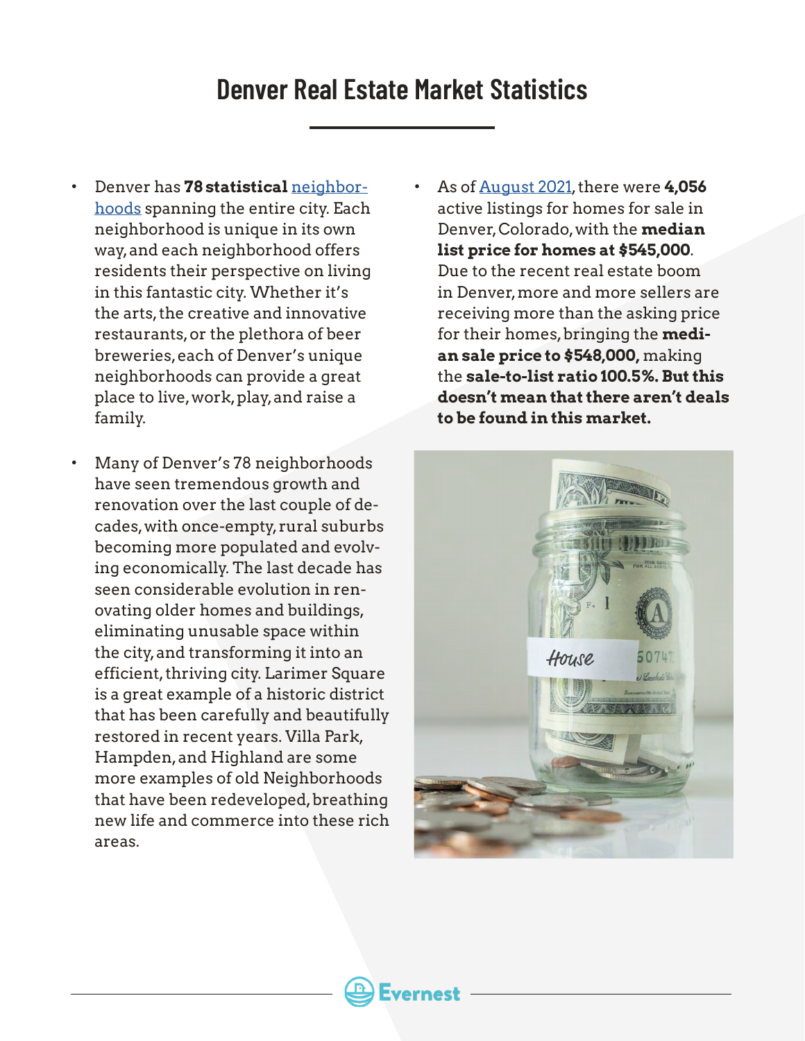# Denver Real Estate Market Statistics

- Denver has **78 statistical** neighborhoods spanning the entire city. Each neighborhood is unique in its own way, and each neighborhood offers residents their perspective on living in this fantastic city. Whether it's the arts, the creative and innovative restaurants, or the plethora of beer breweries, each of Denver's unique neighborhoods can provide a great place to live, work, play, and raise a family.

- Many of Denver's 78 neighborhoods have seen tremendous growth and renovation over the last couple of decades, with once-empty, rural suburbs becoming more populated and evolving economically. The last decade has seen considerable evolution in renovating older homes and buildings, eliminating unusable space within the city, and transforming it into an efficient, thriving city. Larimer Square is a great example of a historic district that has been carefully and beautifully restored in recent years. Villa Park, Hampden, and Highland are some more examples of old Neighborhoods that have been redeveloped, breathing new life and commerce into these rich areas.

- As of August 2021, there were **4,056** active listings for homes for sale in Denver, Colorado, with the **median list price for homes at $545,000**. Due to the recent real estate boom in Denver, more and more sellers are receiving more than the asking price for their homes, bringing the **median sale price to $548,000,** making the **sale-to-list ratio 100.5%. But this doesn't mean that there aren't deals to be found in this market.**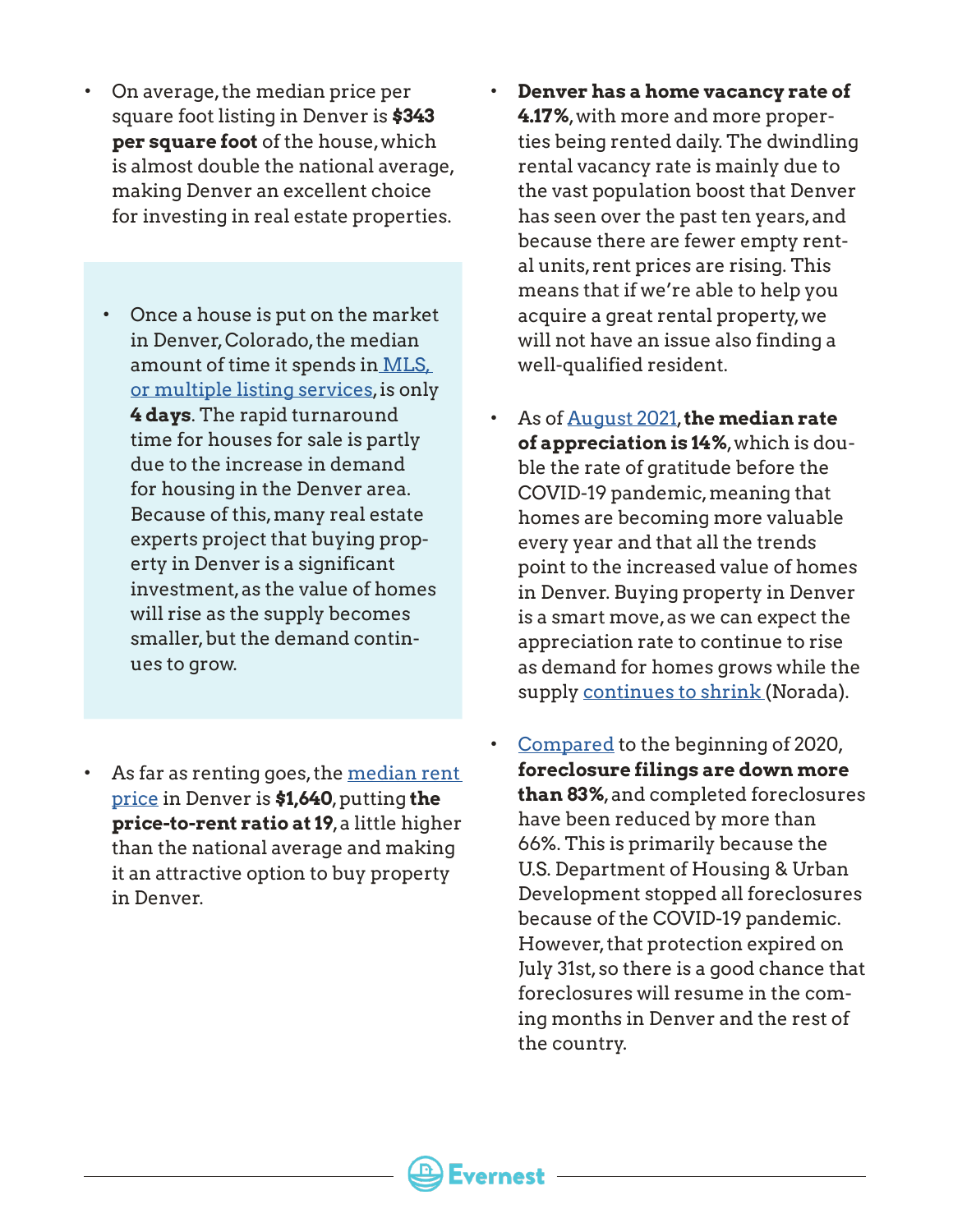- On average, the median price per square foot listing in Denver is **$343 per square foot** of the house, which is almost double the national average, making Denver an excellent choice for investing in real estate properties.

- Once a house is put on the market in Denver, Colorado, the median amount of time it spends in MLS, or multiple listing services, is only **4 days**. The rapid turnaround time for houses for sale is partly due to the increase in demand for housing in the Denver area. Because of this, many real estate experts project that buying property in Denver is a significant investment, as the value of homes will rise as the supply becomes smaller, but the demand continues to grow.

- As far as renting goes, the median rent price in Denver is **$1,640**, putting **the price-to-rent ratio at 19**, a little higher than the national average and making it an attractive option to buy property in Denver.

- **Denver has a home vacancy rate of 4.17%**, with more and more properties being rented daily. The dwindling rental vacancy rate is mainly due to the vast population boost that Denver has seen over the past ten years, and because there are fewer empty rental units, rent prices are rising. This means that if we're able to help you acquire a great rental property, we will not have an issue also finding a well-qualified resident.

- As of August 2021, **the median rate of appreciation is 14%**, which is double the rate of gratitude before the COVID-19 pandemic, meaning that homes are becoming more valuable every year and that all the trends point to the increased value of homes in Denver. Buying property in Denver is a smart move, as we can expect the appreciation rate to continue to rise as demand for homes grows while the supply continues to shrink (Norada).

- Compared to the beginning of 2020, **foreclosure filings are down more than 83%**, and completed foreclosures have been reduced by more than 66%. This is primarily because the U.S. Department of Housing & Urban Development stopped all foreclosures because of the COVID-19 pandemic. However, that protection expired on July 31st, so there is a good chance that foreclosures will resume in the coming months in Denver and the rest of the country.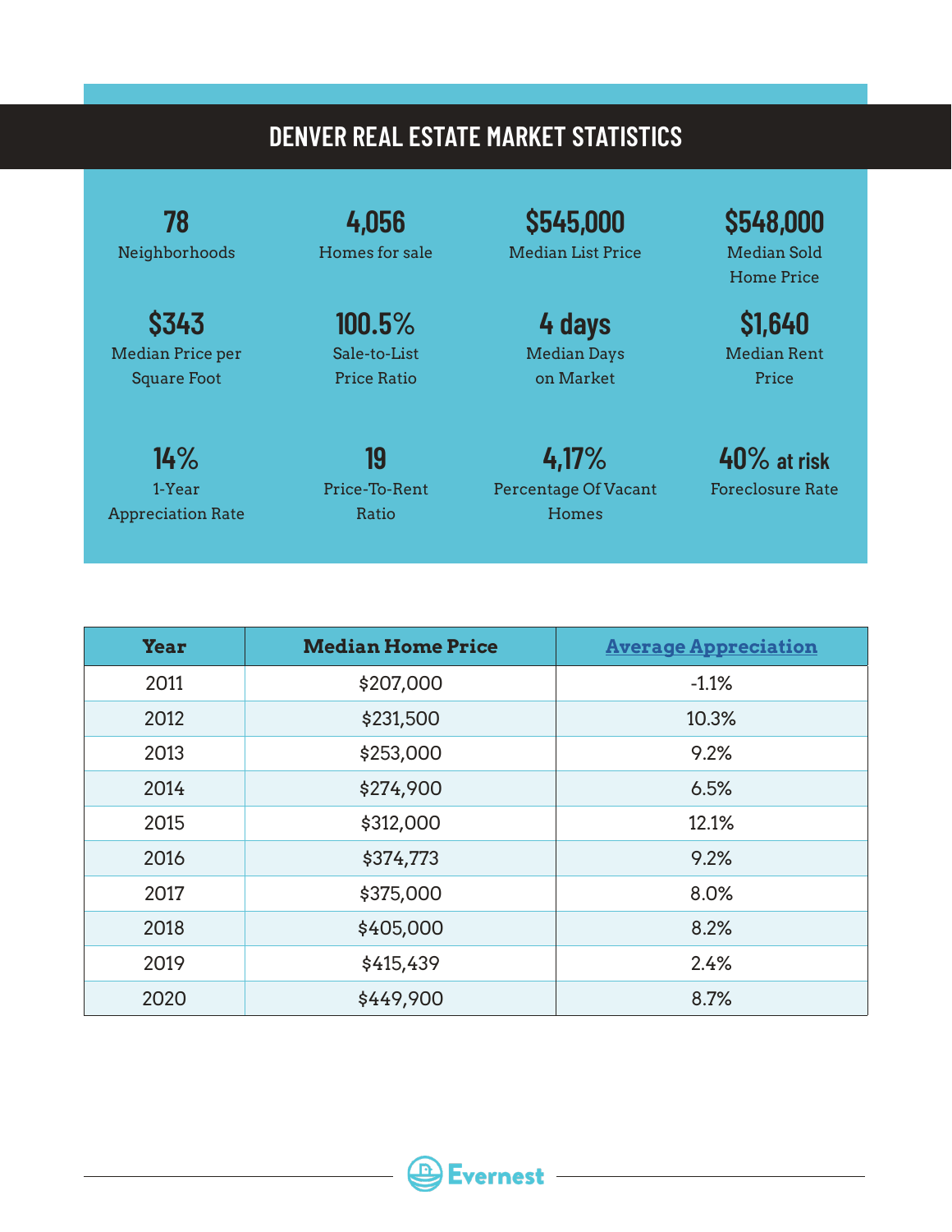# DENVER REAL ESTATE MARKET STATISTICS

**78**
Neighborhoods

**4,056**
Homes for sale

**$545,000**
Median List Price

**$548,000**
Median Sold Home Price

**$343**
Median Price per Square Foot

**100.5%**
Sale-to-List Price Ratio

**4 days**
Median Days on Market

**$1,640**
Median Rent Price

**14%**
1-Year Appreciation Rate

**19**
Price-To-Rent Ratio

**4,17%**
Percentage Of Vacant Homes

**40% at risk**
Foreclosure Rate

| Year | Median Home Price | Average Appreciation |
|---|---|---|
| 2011 | $207,000 | -1.1% |
| 2012 | $231,500 | 10.3% |
| 2013 | $253,000 | 9.2% |
| 2014 | $274,900 | 6.5% |
| 2015 | $312,000 | 12.1% |
| 2016 | $374,773 | 9.2% |
| 2017 | $375,000 | 8.0% |
| 2018 | $405,000 | 8.2% |
| 2019 | $415,439 | 2.4% |
| 2020 | $449,900 | 8.7% |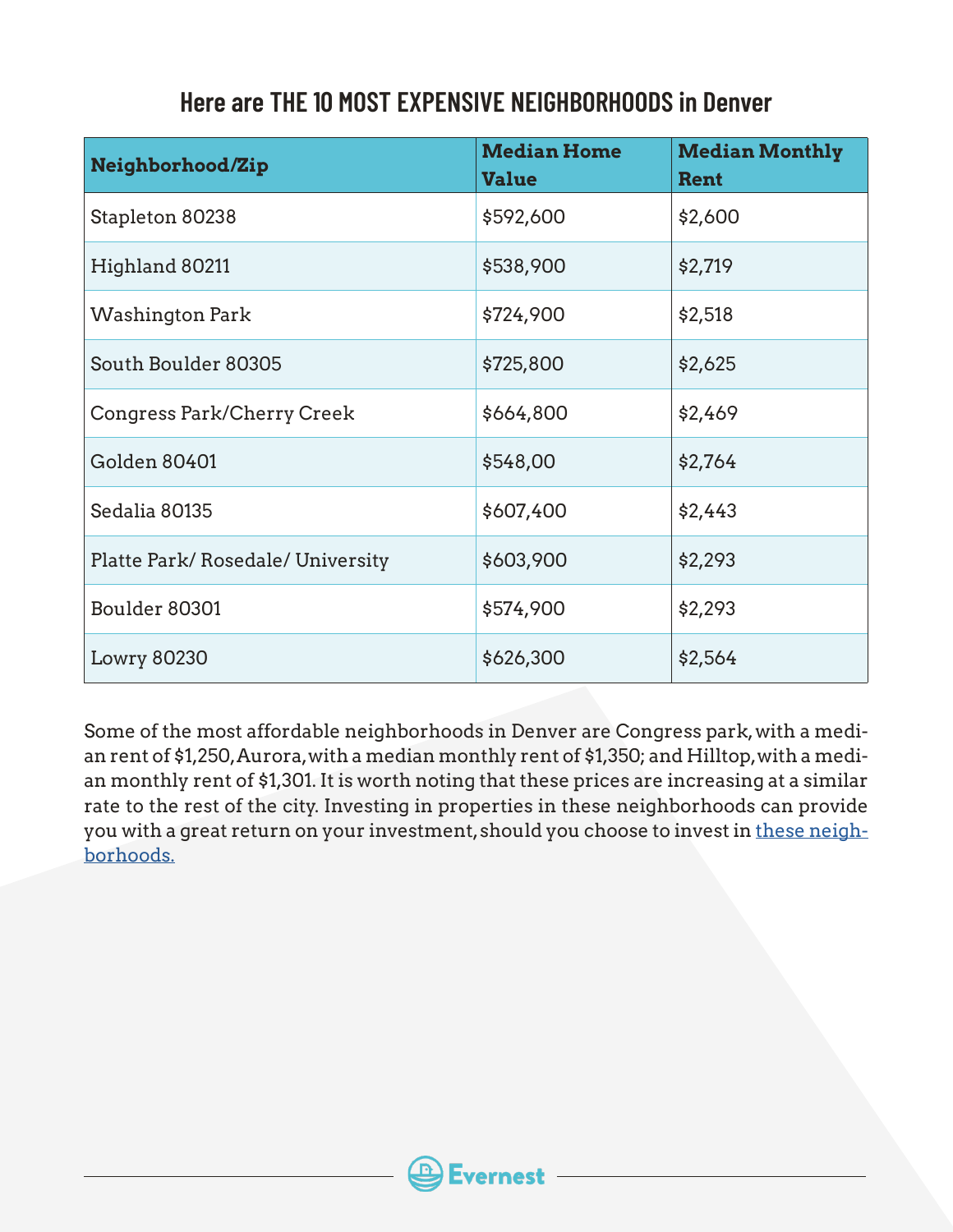## Here are THE 10 MOST EXPENSIVE NEIGHBORHOODS in Denver

| Neighborhood/Zip | Median Home Value | Median Monthly Rent |
|---|---|---|
| Stapleton 80238 | $592,600 | $2,600 |
| Highland 80211 | $538,900 | $2,719 |
| Washington Park | $724,900 | $2,518 |
| South Boulder 80305 | $725,800 | $2,625 |
| Congress Park/Cherry Creek | $664,800 | $2,469 |
| Golden 80401 | $548,00 | $2,764 |
| Sedalia 80135 | $607,400 | $2,443 |
| Platte Park/ Rosedale/ University | $603,900 | $2,293 |
| Boulder 80301 | $574,900 | $2,293 |
| Lowry 80230 | $626,300 | $2,564 |

Some of the most affordable neighborhoods in Denver are Congress park, with a median rent of $1,250, Aurora, with a median monthly rent of $1,350; and Hilltop, with a median monthly rent of $1,301. It is worth noting that these prices are increasing at a similar rate to the rest of the city. Investing in properties in these neighborhoods can provide you with a great return on your investment, should you choose to invest in [these neighborhoods.]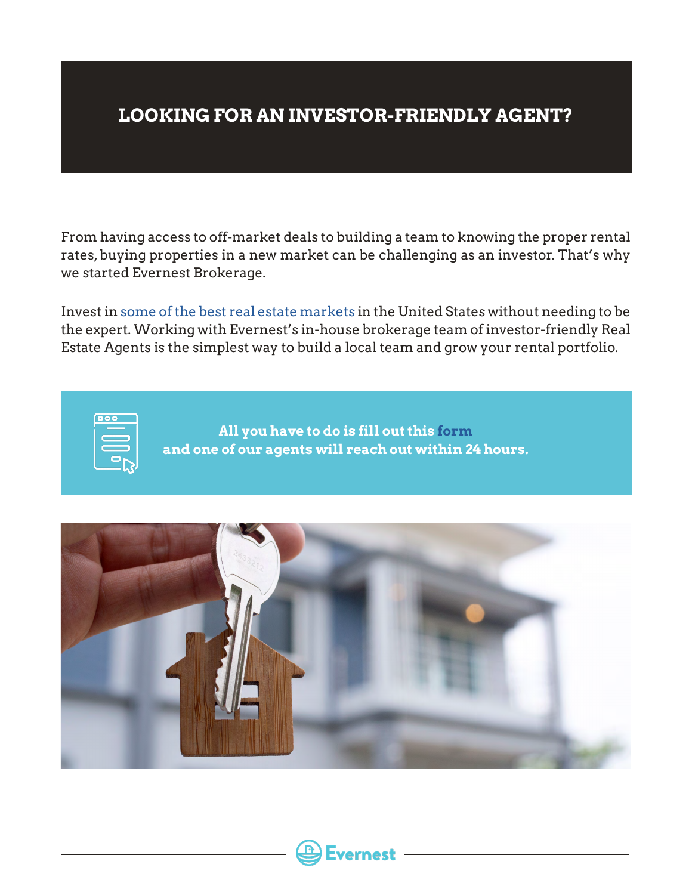## LOOKING FOR AN INVESTOR-FRIENDLY AGENT?

From having access to off-market deals to building a team to knowing the proper rental rates, buying properties in a new market can be challenging as an investor. That's why we started Evernest Brokerage.

Invest in some of the best real estate markets in the United States without needing to be the expert. Working with Evernest's in-house brokerage team of investor-friendly Real Estate Agents is the simplest way to build a local team and grow your rental portfolio.

**All you have to do is fill out this form and one of our agents will reach out within 24 hours.**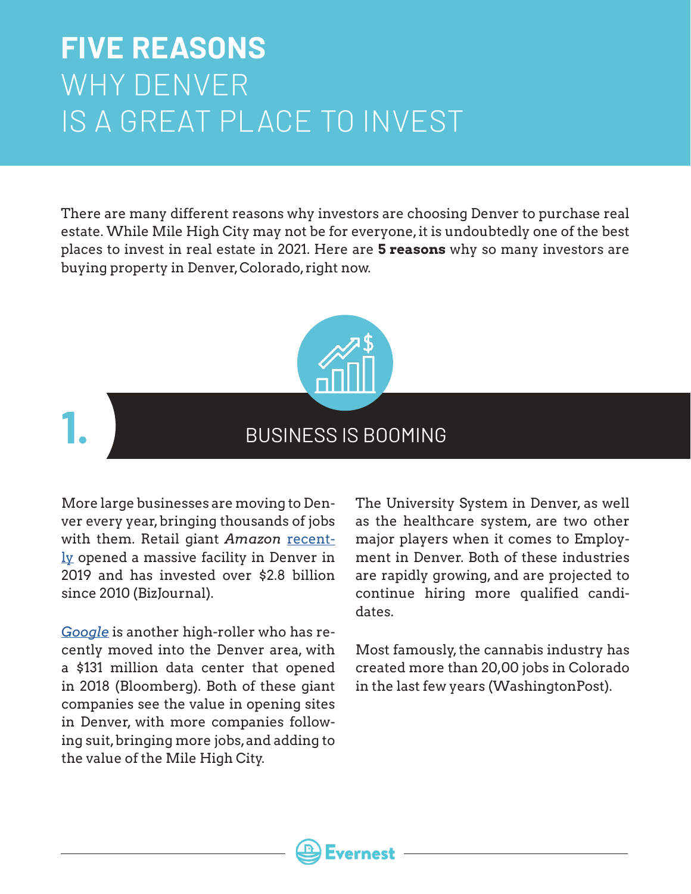# **FIVE REASONS** WHY DENVER IS A GREAT PLACE TO INVEST

There are many different reasons why investors are choosing Denver to purchase real estate. While Mile High City may not be for everyone, it is undoubtedly one of the best places to invest in real estate in 2021. Here are **5 reasons** why so many investors are buying property in Denver, Colorado, right now.

## 1. BUSINESS IS BOOMING

More large businesses are moving to Denver every year, bringing thousands of jobs with them. Retail giant *Amazon* recently opened a massive facility in Denver in 2019 and has invested over $2.8 billion since 2010 (BizJournal).

*Google* is another high-roller who has recently moved into the Denver area, with a $131 million data center that opened in 2018 (Bloomberg). Both of these giant companies see the value in opening sites in Denver, with more companies following suit, bringing more jobs, and adding to the value of the Mile High City.

The University System in Denver, as well as the healthcare system, are two other major players when it comes to Employment in Denver. Both of these industries are rapidly growing, and are projected to continue hiring more qualified candidates.

Most famously, the cannabis industry has created more than 20,00 jobs in Colorado in the last few years (WashingtonPost).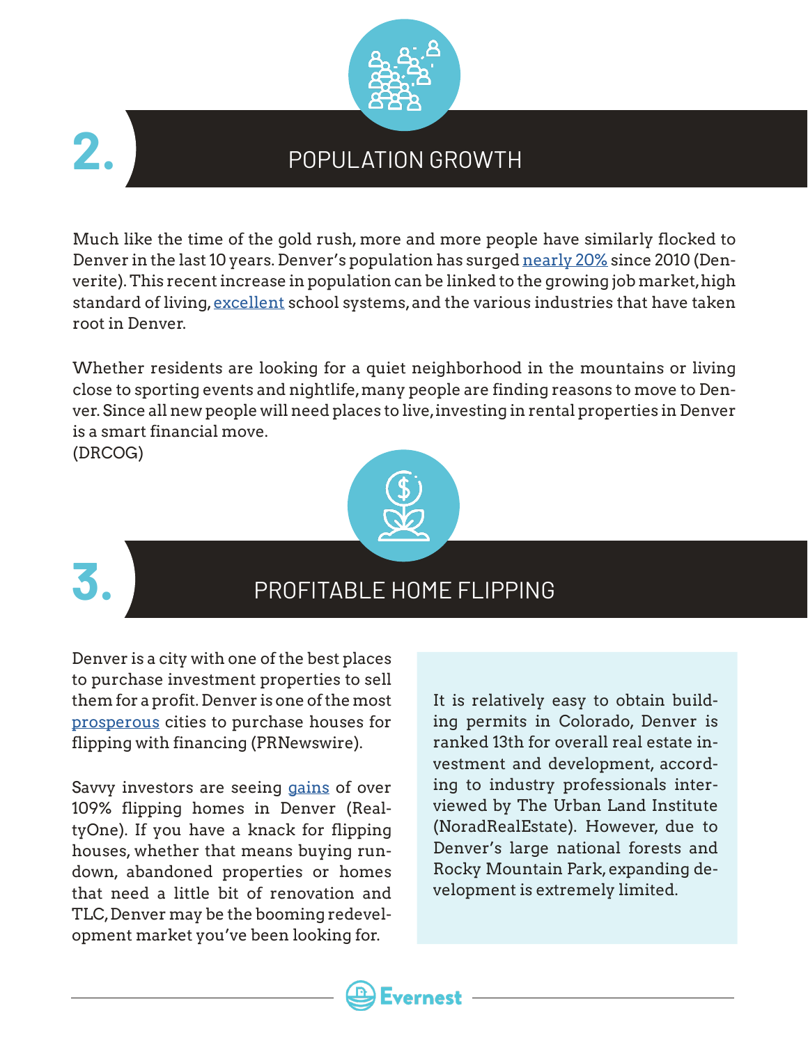## 2. POPULATION GROWTH

Much like the time of the gold rush, more and more people have similarly flocked to Denver in the last 10 years. Denver's population has surged nearly 20% since 2010 (Denverite). This recent increase in population can be linked to the growing job market, high standard of living, excellent school systems, and the various industries that have taken root in Denver.

Whether residents are looking for a quiet neighborhood in the mountains or living close to sporting events and nightlife, many people are finding reasons to move to Denver. Since all new people will need places to live, investing in rental properties in Denver is a smart financial move.
(DRCOG)

## 3. PROFITABLE HOME FLIPPING

Denver is a city with one of the best places to purchase investment properties to sell them for a profit. Denver is one of the most prosperous cities to purchase houses for flipping with financing (PRNewswire).

Savvy investors are seeing gains of over 109% flipping homes in Denver (RealtyOne). If you have a knack for flipping houses, whether that means buying rundown, abandoned properties or homes that need a little bit of renovation and TLC, Denver may be the booming redevelopment market you've been looking for.

It is relatively easy to obtain building permits in Colorado, Denver is ranked 13th for overall real estate investment and development, according to industry professionals interviewed by The Urban Land Institute (NoradRealEstate). However, due to Denver's large national forests and Rocky Mountain Park, expanding development is extremely limited.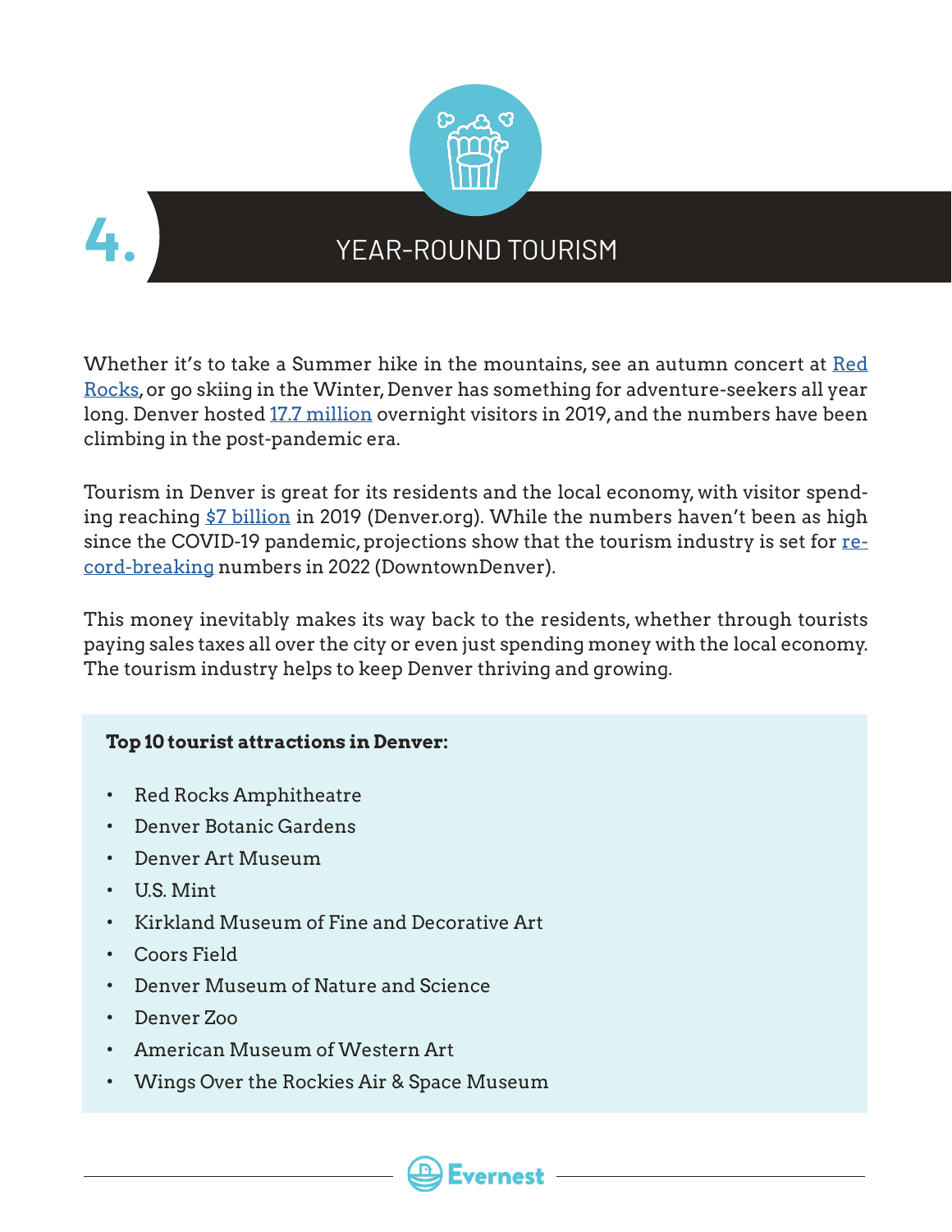# 4. YEAR-ROUND TOURISM

Whether it's to take a Summer hike in the mountains, see an autumn concert at Red Rocks, or go skiing in the Winter, Denver has something for adventure-seekers all year long. Denver hosted 17.7 million overnight visitors in 2019, and the numbers have been climbing in the post-pandemic era.

Tourism in Denver is great for its residents and the local economy, with visitor spending reaching $7 billion in 2019 (Denver.org). While the numbers haven't been as high since the COVID-19 pandemic, projections show that the tourism industry is set for record-breaking numbers in 2022 (DowntownDenver).

This money inevitably makes its way back to the residents, whether through tourists paying sales taxes all over the city or even just spending money with the local economy. The tourism industry helps to keep Denver thriving and growing.

**Top 10 tourist attractions in Denver:**

- Red Rocks Amphitheatre
- Denver Botanic Gardens
- Denver Art Museum
- U.S. Mint
- Kirkland Museum of Fine and Decorative Art
- Coors Field
- Denver Museum of Nature and Science
- Denver Zoo
- American Museum of Western Art
- Wings Over the Rockies Air & Space Museum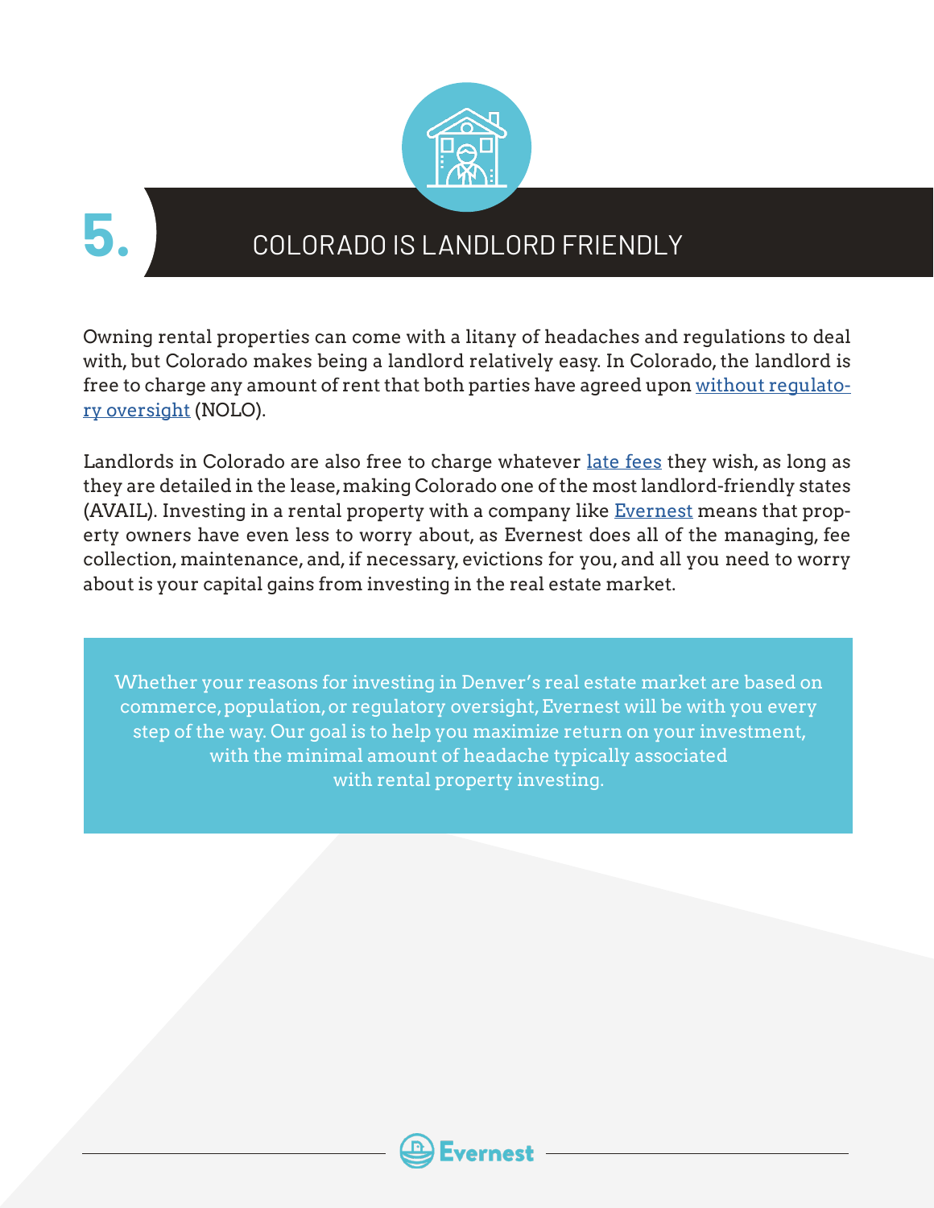## 5. COLORADO IS LANDLORD FRIENDLY

Owning rental properties can come with a litany of headaches and regulations to deal with, but Colorado makes being a landlord relatively easy. In Colorado, the landlord is free to charge any amount of rent that both parties have agreed upon without regulatory oversight (NOLO).

Landlords in Colorado are also free to charge whatever late fees they wish, as long as they are detailed in the lease, making Colorado one of the most landlord-friendly states (AVAIL). Investing in a rental property with a company like Evernest means that property owners have even less to worry about, as Evernest does all of the managing, fee collection, maintenance, and, if necessary, evictions for you, and all you need to worry about is your capital gains from investing in the real estate market.

> Whether your reasons for investing in Denver's real estate market are based on commerce, population, or regulatory oversight, Evernest will be with you every step of the way. Our goal is to help you maximize return on your investment, with the minimal amount of headache typically associated with rental property investing.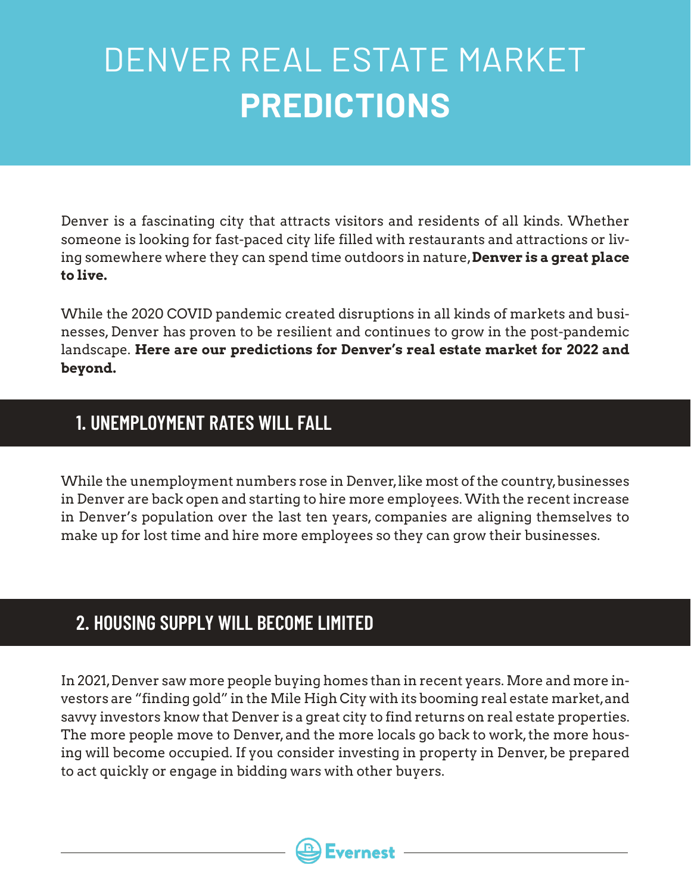# DENVER REAL ESTATE MARKET **PREDICTIONS**

Denver is a fascinating city that attracts visitors and residents of all kinds. Whether someone is looking for fast-paced city life filled with restaurants and attractions or living somewhere where they can spend time outdoors in nature, **Denver is a great place to live.**

While the 2020 COVID pandemic created disruptions in all kinds of markets and businesses, Denver has proven to be resilient and continues to grow in the post-pandemic landscape. **Here are our predictions for Denver's real estate market for 2022 and beyond.**

## 1. UNEMPLOYMENT RATES WILL FALL

While the unemployment numbers rose in Denver, like most of the country, businesses in Denver are back open and starting to hire more employees. With the recent increase in Denver's population over the last ten years, companies are aligning themselves to make up for lost time and hire more employees so they can grow their businesses.

## 2. HOUSING SUPPLY WILL BECOME LIMITED

In 2021, Denver saw more people buying homes than in recent years. More and more investors are "finding gold" in the Mile High City with its booming real estate market, and savvy investors know that Denver is a great city to find returns on real estate properties. The more people move to Denver, and the more locals go back to work, the more housing will become occupied. If you consider investing in property in Denver, be prepared to act quickly or engage in bidding wars with other buyers.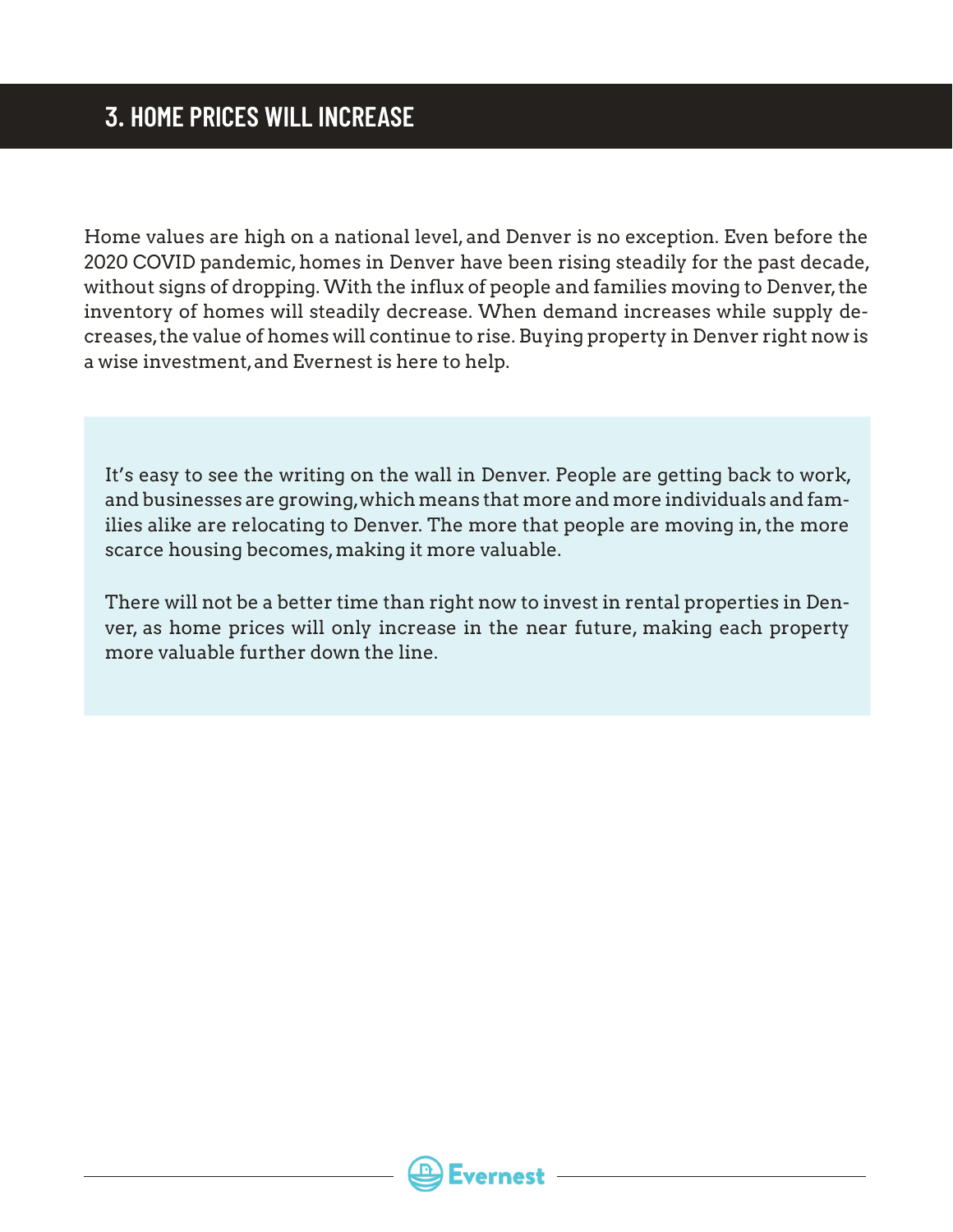## 3. HOME PRICES WILL INCREASE

Home values are high on a national level, and Denver is no exception. Even before the 2020 COVID pandemic, homes in Denver have been rising steadily for the past decade, without signs of dropping. With the influx of people and families moving to Denver, the inventory of homes will steadily decrease. When demand increases while supply decreases, the value of homes will continue to rise. Buying property in Denver right now is a wise investment, and Evernest is here to help.

It's easy to see the writing on the wall in Denver. People are getting back to work, and businesses are growing, which means that more and more individuals and families alike are relocating to Denver. The more that people are moving in, the more scarce housing becomes, making it more valuable.

There will not be a better time than right now to invest in rental properties in Denver, as home prices will only increase in the near future, making each property more valuable further down the line.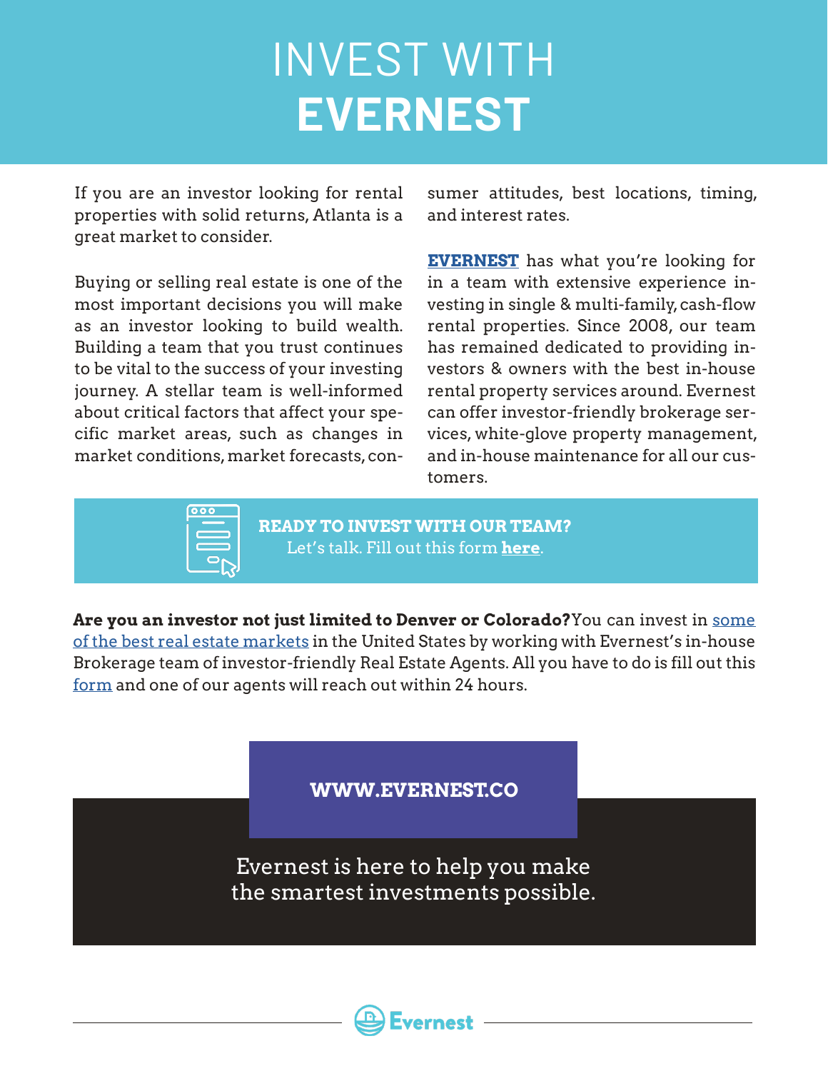# INVEST WITH **EVERNEST**

If you are an investor looking for rental properties with solid returns, Atlanta is a great market to consider.

Buying or selling real estate is one of the most important decisions you will make as an investor looking to build wealth. Building a team that you trust continues to be vital to the success of your investing journey. A stellar team is well-informed about critical factors that affect your specific market areas, such as changes in market conditions, market forecasts, consumer attitudes, best locations, timing, and interest rates.

**EVERNEST** has what you're looking for in a team with extensive experience investing in single & multi-family, cash-flow rental properties. Since 2008, our team has remained dedicated to providing investors & owners with the best in-house rental property services around. Evernest can offer investor-friendly brokerage services, white-glove property management, and in-house maintenance for all our customers.

**READY TO INVEST WITH OUR TEAM?**
Let's talk. Fill out this form **here**.

**Are you an investor not just limited to Denver or Colorado?** You can invest in some of the best real estate markets in the United States by working with Evernest's in-house Brokerage team of investor-friendly Real Estate Agents. All you have to do is fill out this form and one of our agents will reach out within 24 hours.

**WWW.EVERNEST.CO**

Evernest is here to help you make the smartest investments possible.

Evernest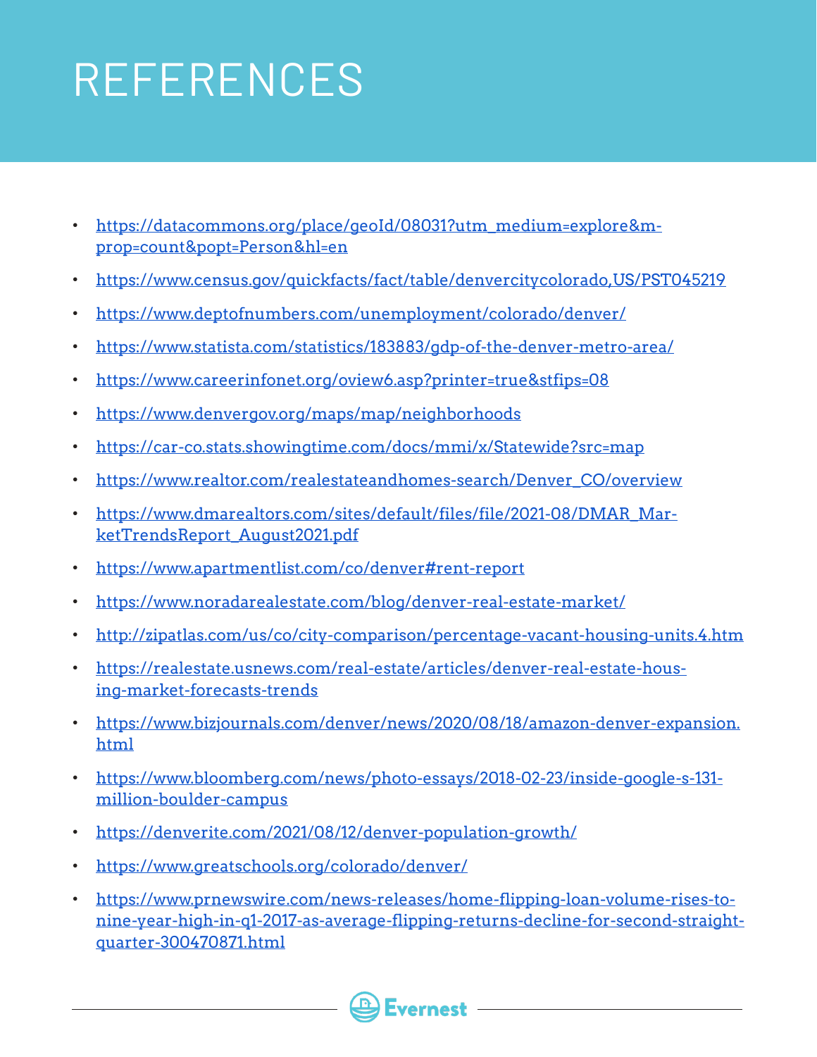# REFERENCES

- https://datacommons.org/place/geoId/08031?utm_medium=explore&mprop=count&popt=Person&hl=en
- https://www.census.gov/quickfacts/fact/table/denvercitycolorado,US/PST045219
- https://www.deptofnumbers.com/unemployment/colorado/denver/
- https://www.statista.com/statistics/183883/gdp-of-the-denver-metro-area/
- https://www.careerinfonet.org/oview6.asp?printer=true&stfips=08
- https://www.denvergov.org/maps/map/neighborhoods
- https://car-co.stats.showingtime.com/docs/mmi/x/Statewide?src=map
- https://www.realtor.com/realestateandhomes-search/Denver_CO/overview
- https://www.dmarealtors.com/sites/default/files/file/2021-08/DMAR_MarketTrendsReport_August2021.pdf
- https://www.apartmentlist.com/co/denver#rent-report
- https://www.noradarealestate.com/blog/denver-real-estate-market/
- http://zipatlas.com/us/co/city-comparison/percentage-vacant-housing-units.4.htm
- https://realestate.usnews.com/real-estate/articles/denver-real-estate-housing-market-forecasts-trends
- https://www.bizjournals.com/denver/news/2020/08/18/amazon-denver-expansion.html
- https://www.bloomberg.com/news/photo-essays/2018-02-23/inside-google-s-131-million-boulder-campus
- https://denverite.com/2021/08/12/denver-population-growth/
- https://www.greatschools.org/colorado/denver/
- https://www.prnewswire.com/news-releases/home-flipping-loan-volume-rises-to-nine-year-high-in-q1-2017-as-average-flipping-returns-decline-for-second-straight-quarter-300470871.html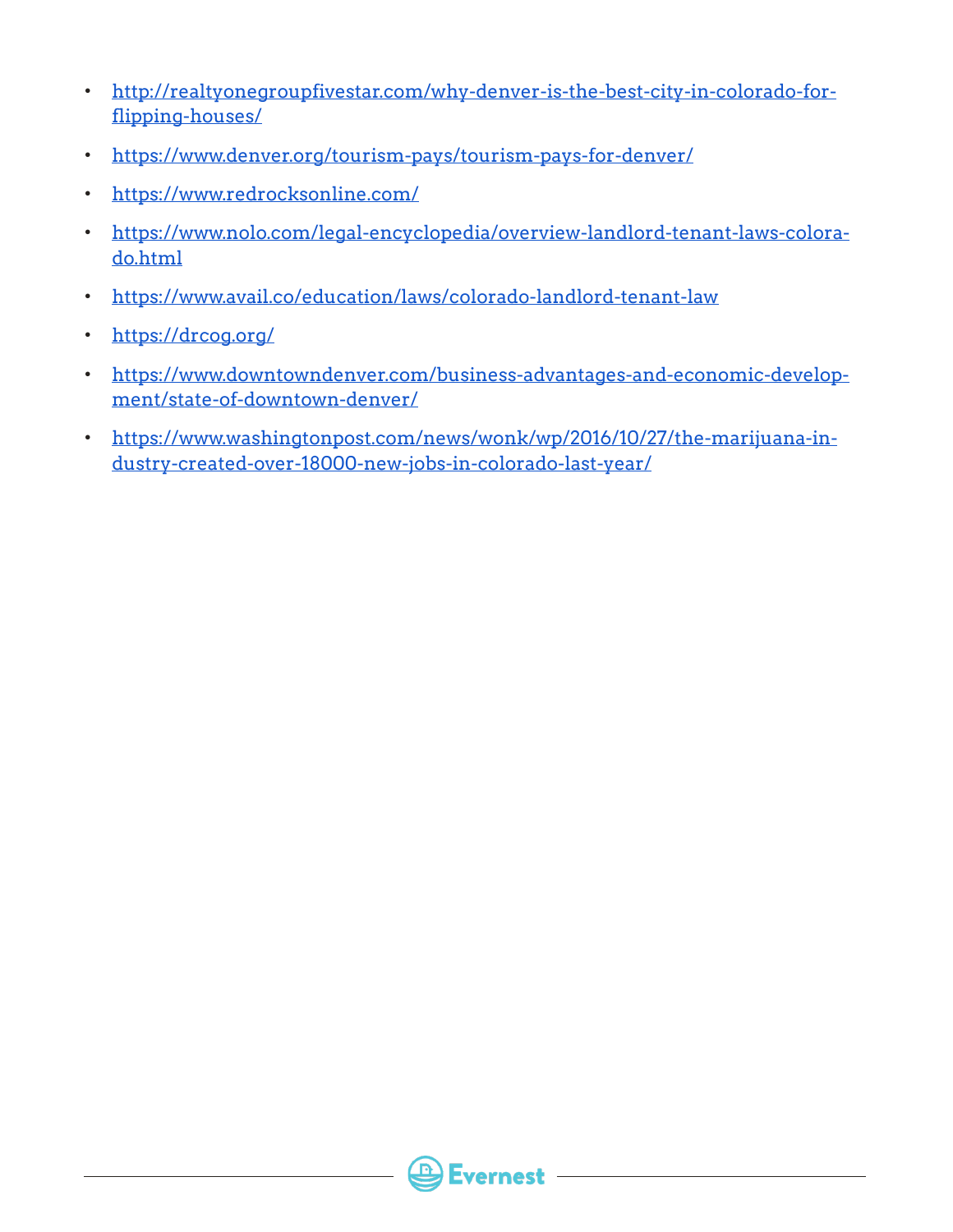- http://realtyonegroupfivestar.com/why-denver-is-the-best-city-in-colorado-for-flipping-houses/
- https://www.denver.org/tourism-pays/tourism-pays-for-denver/
- https://www.redrocksonline.com/
- https://www.nolo.com/legal-encyclopedia/overview-landlord-tenant-laws-colorado.html
- https://www.avail.co/education/laws/colorado-landlord-tenant-law
- https://drcog.org/
- https://www.downtowndenver.com/business-advantages-and-economic-development/state-of-downtown-denver/
- https://www.washingtonpost.com/news/wonk/wp/2016/10/27/the-marijuana-industry-created-over-18000-new-jobs-in-colorado-last-year/